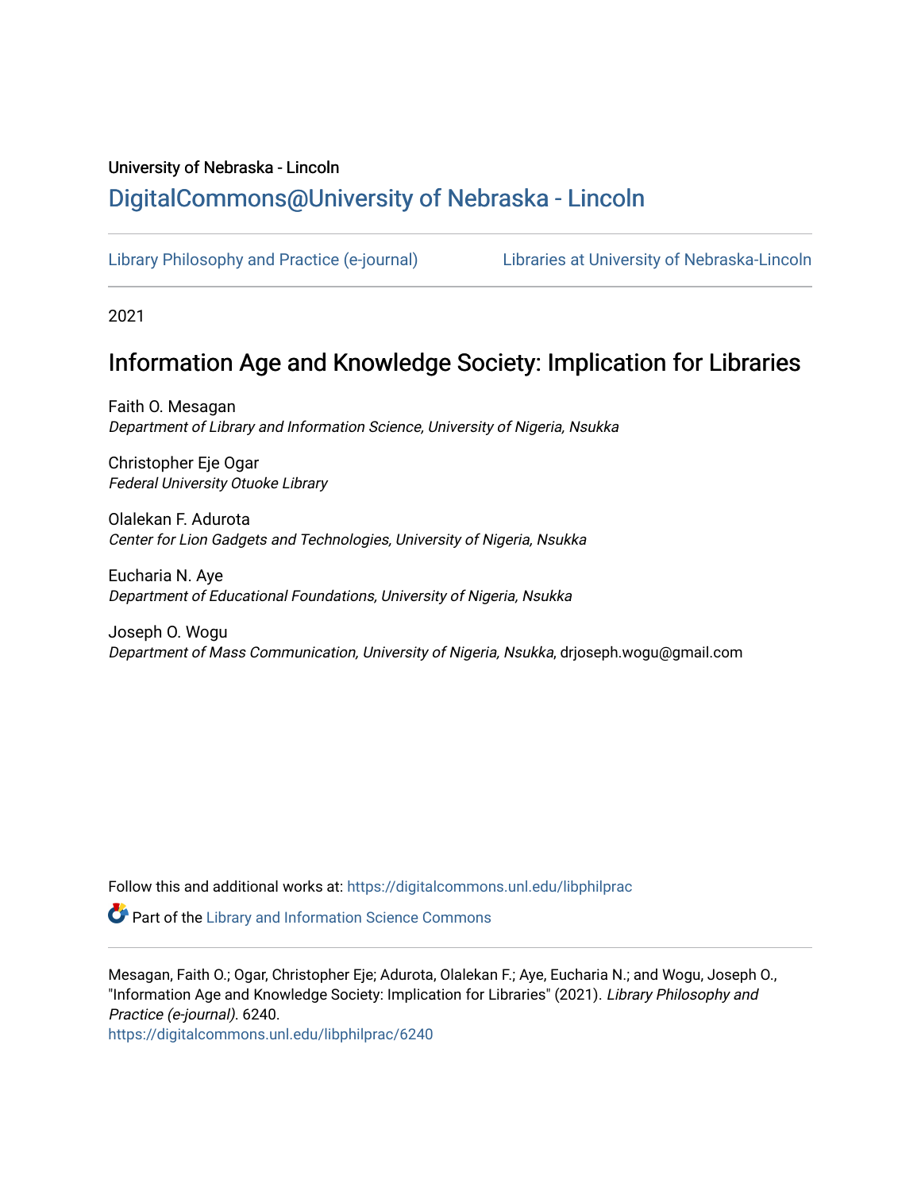University of Nebraska - Lincoln

## DigitalCommons@University of Nebraska - Lincoln

Library Philosophy and Practice (e-journal)    Libraries at University of Nebraska-Lincoln

2021

# Information Age and Knowledge Society: Implication for Libraries

Faith O. Mesagan
*Department of Library and Information Science, University of Nigeria, Nsukka*

Christopher Eje Ogar
*Federal University Otuoke Library*

Olalekan F. Adurota
*Center for Lion Gadgets and Technologies, University of Nigeria, Nsukka*

Eucharia N. Aye
*Department of Educational Foundations, University of Nigeria, Nsukka*

Joseph O. Wogu
*Department of Mass Communication, University of Nigeria, Nsukka*, drjoseph.wogu@gmail.com

Follow this and additional works at: https://digitalcommons.unl.edu/libphilprac

Part of the Library and Information Science Commons

Mesagan, Faith O.; Ogar, Christopher Eje; Adurota, Olalekan F.; Aye, Eucharia N.; and Wogu, Joseph O., "Information Age and Knowledge Society: Implication for Libraries" (2021). *Library Philosophy and Practice (e-journal)*. 6240.
https://digitalcommons.unl.edu/libphilprac/6240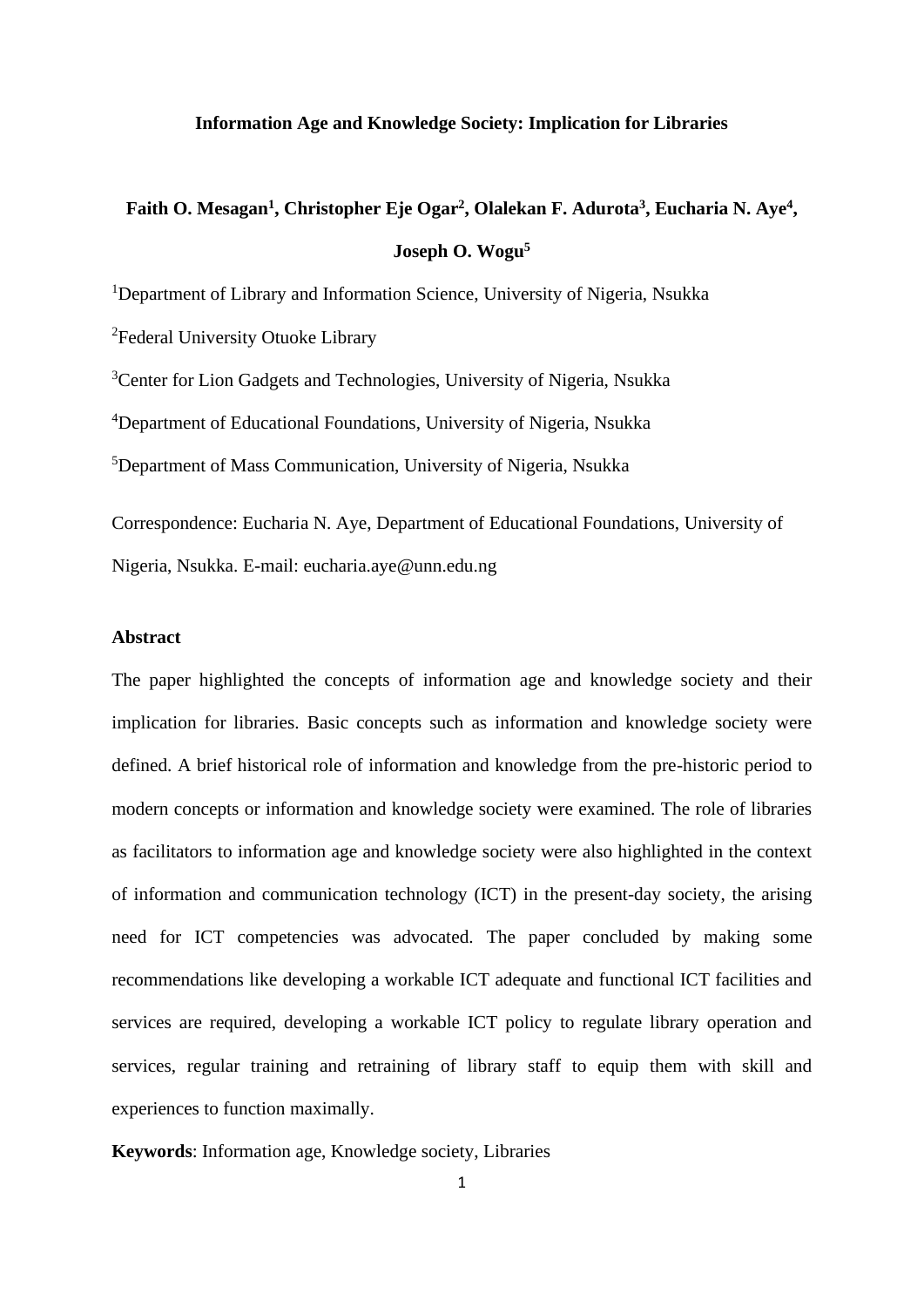**Information Age and Knowledge Society: Implication for Libraries**

**Faith O. Mesagan[1], Christopher Eje Ogar[2], Olalekan F. Adurota[3], Eucharia N. Aye[4], Joseph O. Wogu[5]**

[1]Department of Library and Information Science, University of Nigeria, Nsukka

[2]Federal University Otuoke Library

[3]Center for Lion Gadgets and Technologies, University of Nigeria, Nsukka

[4]Department of Educational Foundations, University of Nigeria, Nsukka

[5]Department of Mass Communication, University of Nigeria, Nsukka

Correspondence: Eucharia N. Aye, Department of Educational Foundations, University of Nigeria, Nsukka. E-mail: eucharia.aye@unn.edu.ng

**Abstract**

The paper highlighted the concepts of information age and knowledge society and their implication for libraries. Basic concepts such as information and knowledge society were defined. A brief historical role of information and knowledge from the pre-historic period to modern concepts or information and knowledge society were examined. The role of libraries as facilitators to information age and knowledge society were also highlighted in the context of information and communication technology (ICT) in the present-day society, the arising need for ICT competencies was advocated. The paper concluded by making some recommendations like developing a workable ICT adequate and functional ICT facilities and services are required, developing a workable ICT policy to regulate library operation and services, regular training and retraining of library staff to equip them with skill and experiences to function maximally.

**Keywords**: Information age, Knowledge society, Libraries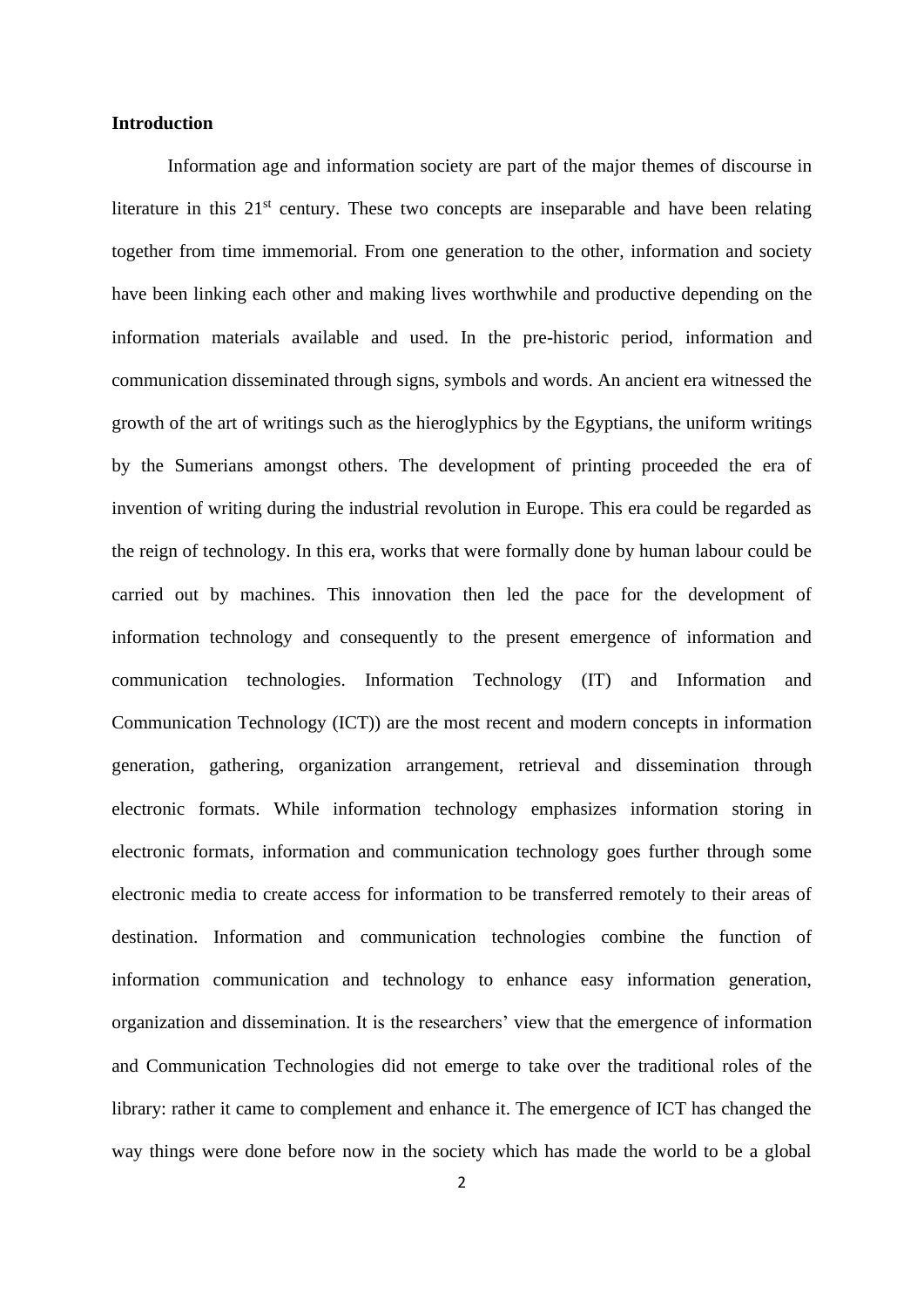**Introduction**

Information age and information society are part of the major themes of discourse in literature in this 21st century. These two concepts are inseparable and have been relating together from time immemorial. From one generation to the other, information and society have been linking each other and making lives worthwhile and productive depending on the information materials available and used. In the pre-historic period, information and communication disseminated through signs, symbols and words. An ancient era witnessed the growth of the art of writings such as the hieroglyphics by the Egyptians, the uniform writings by the Sumerians amongst others. The development of printing proceeded the era of invention of writing during the industrial revolution in Europe. This era could be regarded as the reign of technology. In this era, works that were formally done by human labour could be carried out by machines. This innovation then led the pace for the development of information technology and consequently to the present emergence of information and communication technologies. Information Technology (IT) and Information and Communication Technology (ICT)) are the most recent and modern concepts in information generation, gathering, organization arrangement, retrieval and dissemination through electronic formats. While information technology emphasizes information storing in electronic formats, information and communication technology goes further through some electronic media to create access for information to be transferred remotely to their areas of destination. Information and communication technologies combine the function of information communication and technology to enhance easy information generation, organization and dissemination. It is the researchers' view that the emergence of information and Communication Technologies did not emerge to take over the traditional roles of the library: rather it came to complement and enhance it. The emergence of ICT has changed the way things were done before now in the society which has made the world to be a global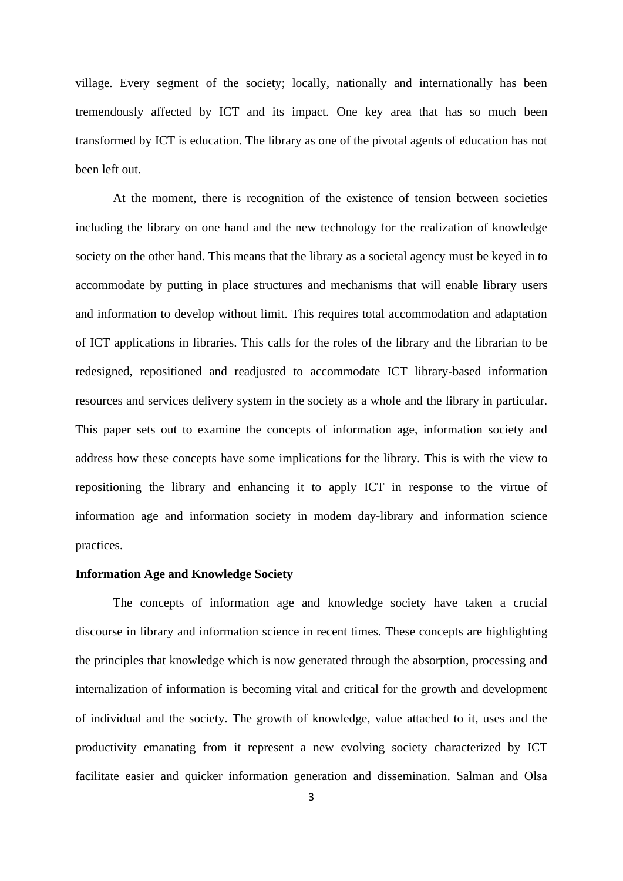village. Every segment of the society; locally, nationally and internationally has been tremendously affected by ICT and its impact. One key area that has so much been transformed by ICT is education. The library as one of the pivotal agents of education has not been left out.

At the moment, there is recognition of the existence of tension between societies including the library on one hand and the new technology for the realization of knowledge society on the other hand. This means that the library as a societal agency must be keyed in to accommodate by putting in place structures and mechanisms that will enable library users and information to develop without limit. This requires total accommodation and adaptation of ICT applications in libraries. This calls for the roles of the library and the librarian to be redesigned, repositioned and readjusted to accommodate ICT library-based information resources and services delivery system in the society as a whole and the library in particular. This paper sets out to examine the concepts of information age, information society and address how these concepts have some implications for the library. This is with the view to repositioning the library and enhancing it to apply ICT in response to the virtue of information age and information society in modem day-library and information science practices.

**Information Age and Knowledge Society**

The concepts of information age and knowledge society have taken a crucial discourse in library and information science in recent times. These concepts are highlighting the principles that knowledge which is now generated through the absorption, processing and internalization of information is becoming vital and critical for the growth and development of individual and the society. The growth of knowledge, value attached to it, uses and the productivity emanating from it represent a new evolving society characterized by ICT facilitate easier and quicker information generation and dissemination. Salman and Olsa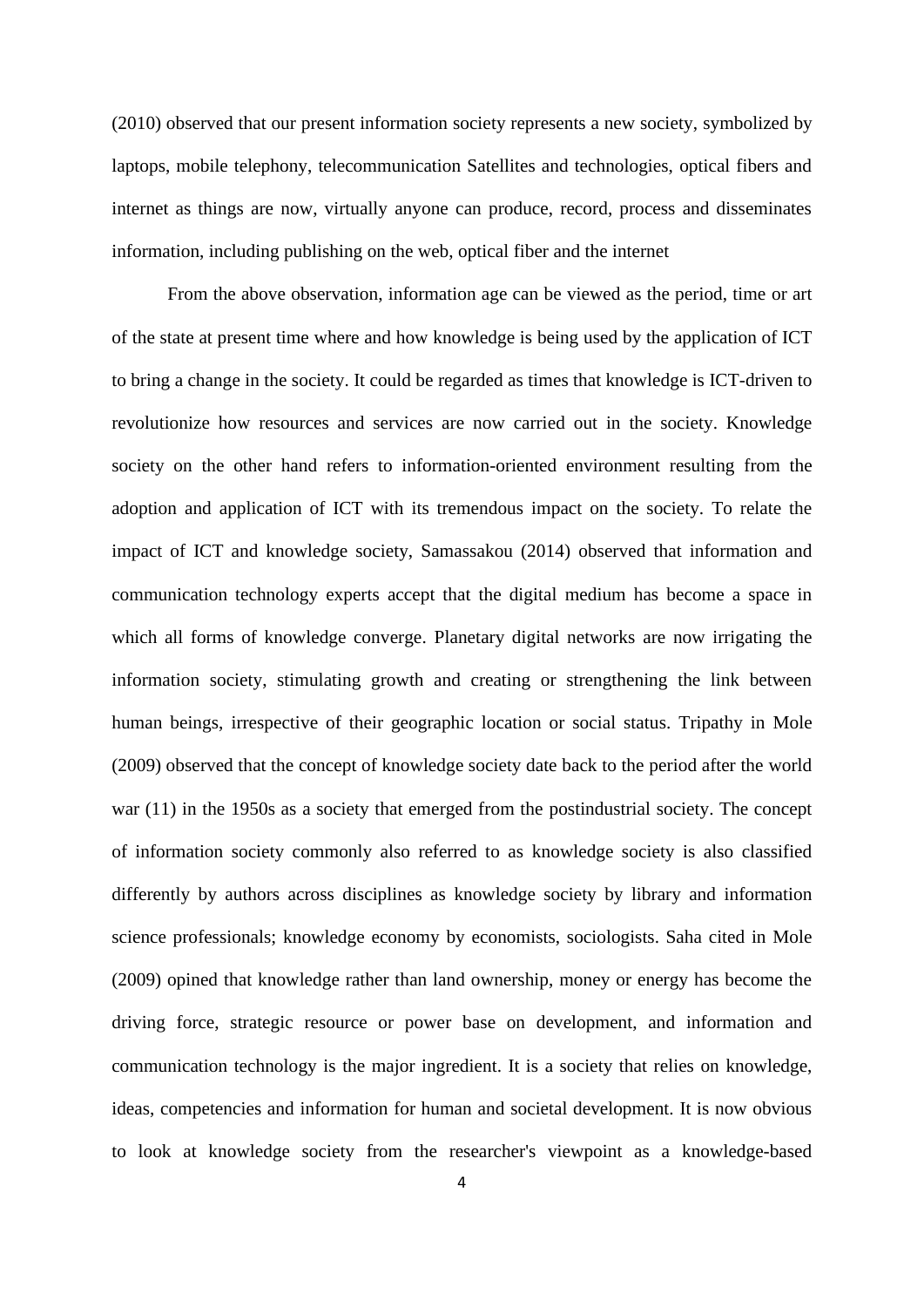(2010) observed that our present information society represents a new society, symbolized by laptops, mobile telephony, telecommunication Satellites and technologies, optical fibers and internet as things are now, virtually anyone can produce, record, process and disseminates information, including publishing on the web, optical fiber and the internet

From the above observation, information age can be viewed as the period, time or art of the state at present time where and how knowledge is being used by the application of ICT to bring a change in the society. It could be regarded as times that knowledge is ICT-driven to revolutionize how resources and services are now carried out in the society. Knowledge society on the other hand refers to information-oriented environment resulting from the adoption and application of ICT with its tremendous impact on the society. To relate the impact of ICT and knowledge society, Samassakou (2014) observed that information and communication technology experts accept that the digital medium has become a space in which all forms of knowledge converge. Planetary digital networks are now irrigating the information society, stimulating growth and creating or strengthening the link between human beings, irrespective of their geographic location or social status. Tripathy in Mole (2009) observed that the concept of knowledge society date back to the period after the world war (11) in the 1950s as a society that emerged from the postindustrial society. The concept of information society commonly also referred to as knowledge society is also classified differently by authors across disciplines as knowledge society by library and information science professionals; knowledge economy by economists, sociologists. Saha cited in Mole (2009) opined that knowledge rather than land ownership, money or energy has become the driving force, strategic resource or power base on development, and information and communication technology is the major ingredient. It is a society that relies on knowledge, ideas, competencies and information for human and societal development. It is now obvious to look at knowledge society from the researcher's viewpoint as a knowledge-based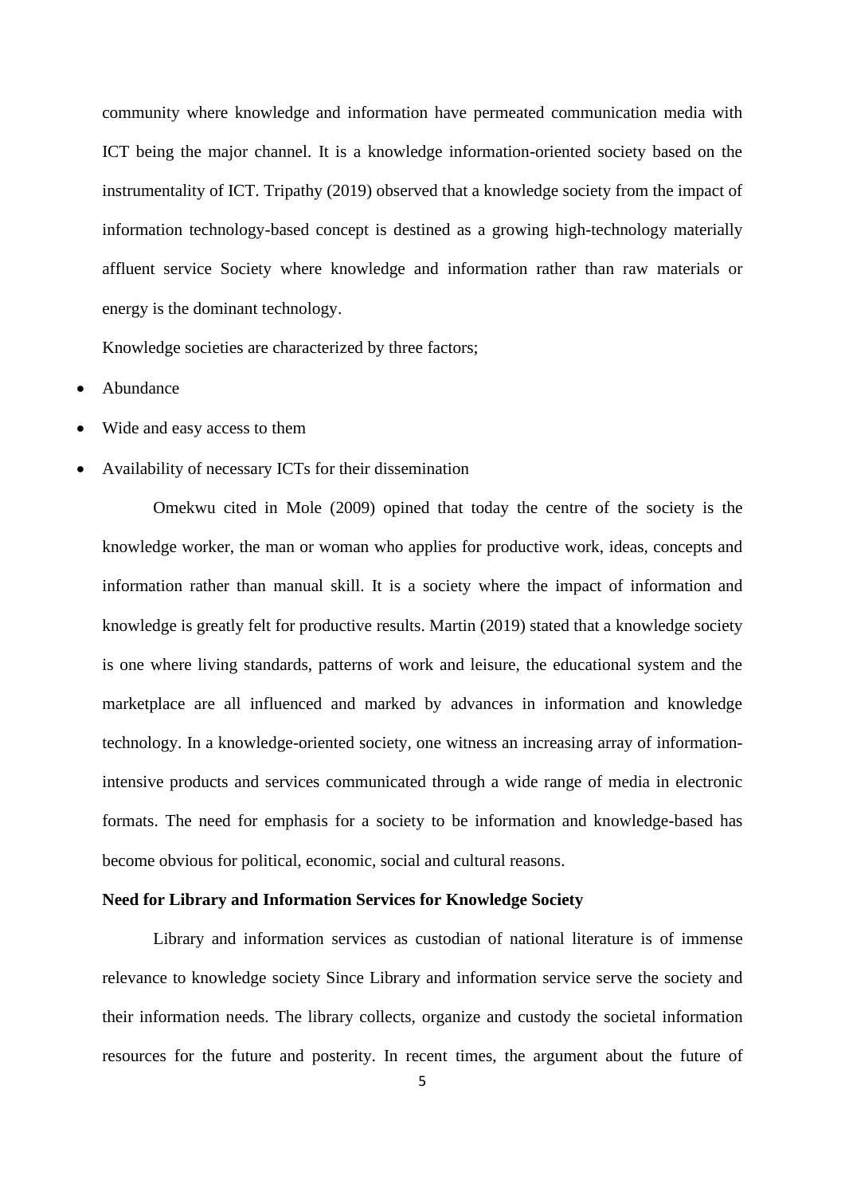community where knowledge and information have permeated communication media with ICT being the major channel. It is a knowledge information-oriented society based on the instrumentality of ICT. Tripathy (2019) observed that a knowledge society from the impact of information technology-based concept is destined as a growing high-technology materially affluent service Society where knowledge and information rather than raw materials or energy is the dominant technology.

Knowledge societies are characterized by three factors;

- Abundance
- Wide and easy access to them
- Availability of necessary ICTs for their dissemination

Omekwu cited in Mole (2009) opined that today the centre of the society is the knowledge worker, the man or woman who applies for productive work, ideas, concepts and information rather than manual skill. It is a society where the impact of information and knowledge is greatly felt for productive results. Martin (2019) stated that a knowledge society is one where living standards, patterns of work and leisure, the educational system and the marketplace are all influenced and marked by advances in information and knowledge technology. In a knowledge-oriented society, one witness an increasing array of information-intensive products and services communicated through a wide range of media in electronic formats. The need for emphasis for a society to be information and knowledge-based has become obvious for political, economic, social and cultural reasons.

**Need for Library and Information Services for Knowledge Society**

Library and information services as custodian of national literature is of immense relevance to knowledge society Since Library and information service serve the society and their information needs. The library collects, organize and custody the societal information resources for the future and posterity. In recent times, the argument about the future of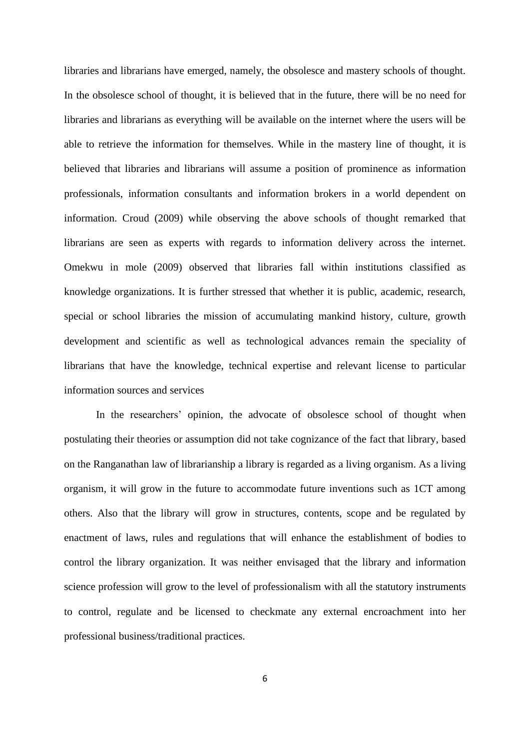libraries and librarians have emerged, namely, the obsolesce and mastery schools of thought. In the obsolesce school of thought, it is believed that in the future, there will be no need for libraries and librarians as everything will be available on the internet where the users will be able to retrieve the information for themselves. While in the mastery line of thought, it is believed that libraries and librarians will assume a position of prominence as information professionals, information consultants and information brokers in a world dependent on information. Croud (2009) while observing the above schools of thought remarked that librarians are seen as experts with regards to information delivery across the internet. Omekwu in mole (2009) observed that libraries fall within institutions classified as knowledge organizations. It is further stressed that whether it is public, academic, research, special or school libraries the mission of accumulating mankind history, culture, growth development and scientific as well as technological advances remain the speciality of librarians that have the knowledge, technical expertise and relevant license to particular information sources and services

In the researchers' opinion, the advocate of obsolesce school of thought when postulating their theories or assumption did not take cognizance of the fact that library, based on the Ranganathan law of librarianship a library is regarded as a living organism. As a living organism, it will grow in the future to accommodate future inventions such as 1CT among others. Also that the library will grow in structures, contents, scope and be regulated by enactment of laws, rules and regulations that will enhance the establishment of bodies to control the library organization. It was neither envisaged that the library and information science profession will grow to the level of professionalism with all the statutory instruments to control, regulate and be licensed to checkmate any external encroachment into her professional business/traditional practices.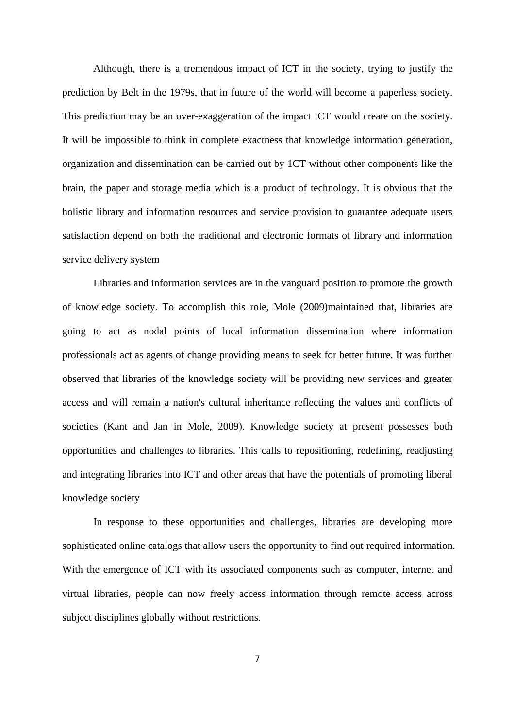Although, there is a tremendous impact of ICT in the society, trying to justify the prediction by Belt in the 1979s, that in future of the world will become a paperless society. This prediction may be an over-exaggeration of the impact ICT would create on the society. It will be impossible to think in complete exactness that knowledge information generation, organization and dissemination can be carried out by 1CT without other components like the brain, the paper and storage media which is a product of technology. It is obvious that the holistic library and information resources and service provision to guarantee adequate users satisfaction depend on both the traditional and electronic formats of library and information service delivery system

Libraries and information services are in the vanguard position to promote the growth of knowledge society. To accomplish this role, Mole (2009)maintained that, libraries are going to act as nodal points of local information dissemination where information professionals act as agents of change providing means to seek for better future. It was further observed that libraries of the knowledge society will be providing new services and greater access and will remain a nation's cultural inheritance reflecting the values and conflicts of societies (Kant and Jan in Mole, 2009). Knowledge society at present possesses both opportunities and challenges to libraries. This calls to repositioning, redefining, readjusting and integrating libraries into ICT and other areas that have the potentials of promoting liberal knowledge society

In response to these opportunities and challenges, libraries are developing more sophisticated online catalogs that allow users the opportunity to find out required information. With the emergence of ICT with its associated components such as computer, internet and virtual libraries, people can now freely access information through remote access across subject disciplines globally without restrictions.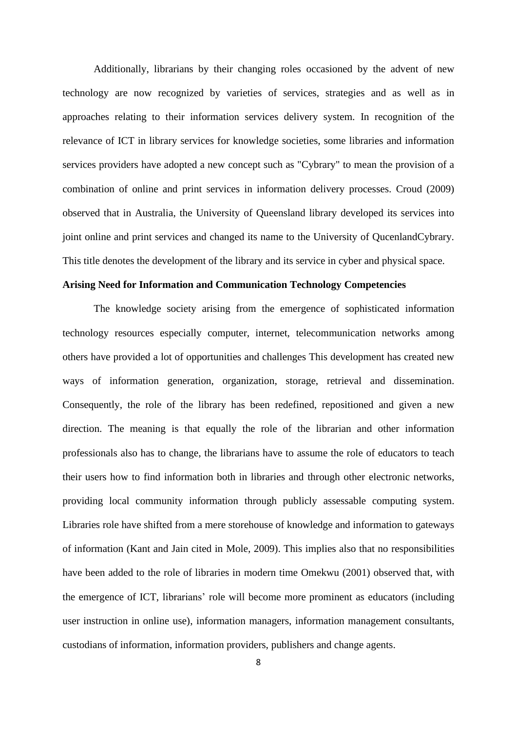Additionally, librarians by their changing roles occasioned by the advent of new technology are now recognized by varieties of services, strategies and as well as in approaches relating to their information services delivery system. In recognition of the relevance of ICT in library services for knowledge societies, some libraries and information services providers have adopted a new concept such as "Cybrary" to mean the provision of a combination of online and print services in information delivery processes. Croud (2009) observed that in Australia, the University of Queensland library developed its services into joint online and print services and changed its name to the University of QucenlandCybrary. This title denotes the development of the library and its service in cyber and physical space.

**Arising Need for Information and Communication Technology Competencies**

The knowledge society arising from the emergence of sophisticated information technology resources especially computer, internet, telecommunication networks among others have provided a lot of opportunities and challenges This development has created new ways of information generation, organization, storage, retrieval and dissemination. Consequently, the role of the library has been redefined, repositioned and given a new direction. The meaning is that equally the role of the librarian and other information professionals also has to change, the librarians have to assume the role of educators to teach their users how to find information both in libraries and through other electronic networks, providing local community information through publicly assessable computing system. Libraries role have shifted from a mere storehouse of knowledge and information to gateways of information (Kant and Jain cited in Mole, 2009). This implies also that no responsibilities have been added to the role of libraries in modern time Omekwu (2001) observed that, with the emergence of ICT, librarians' role will become more prominent as educators (including user instruction in online use), information managers, information management consultants, custodians of information, information providers, publishers and change agents.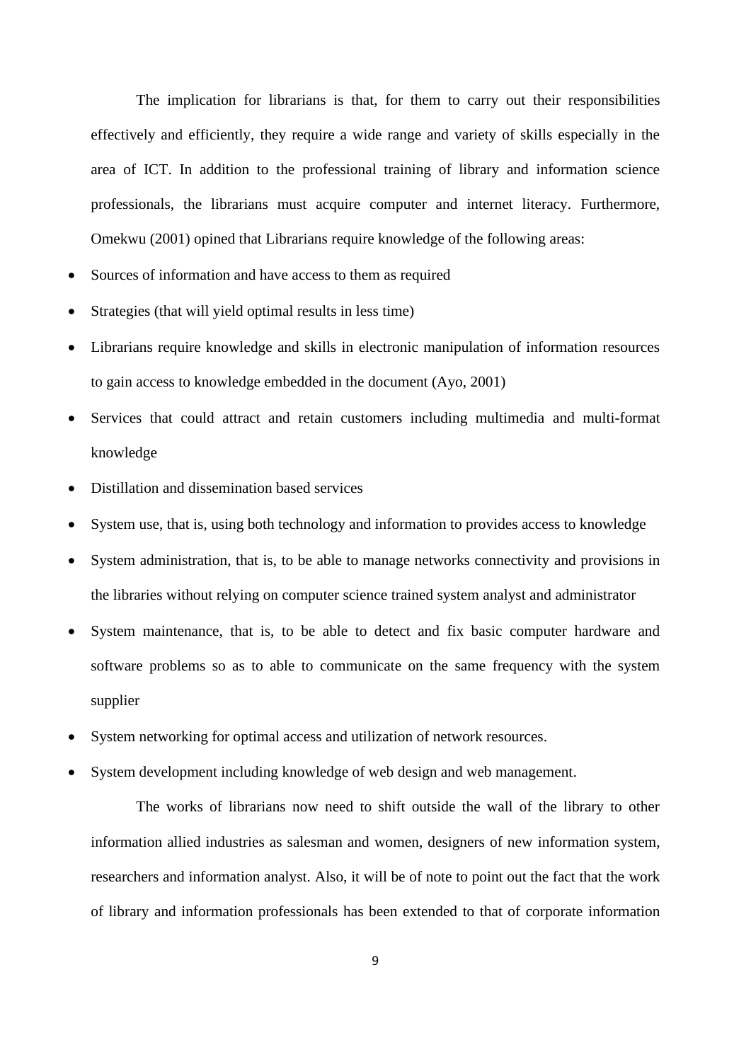The implication for librarians is that, for them to carry out their responsibilities effectively and efficiently, they require a wide range and variety of skills especially in the area of ICT. In addition to the professional training of library and information science professionals, the librarians must acquire computer and internet literacy. Furthermore, Omekwu (2001) opined that Librarians require knowledge of the following areas:

- Sources of information and have access to them as required
- Strategies (that will yield optimal results in less time)
- Librarians require knowledge and skills in electronic manipulation of information resources to gain access to knowledge embedded in the document (Ayo, 2001)
- Services that could attract and retain customers including multimedia and multi-format knowledge
- Distillation and dissemination based services
- System use, that is, using both technology and information to provides access to knowledge
- System administration, that is, to be able to manage networks connectivity and provisions in the libraries without relying on computer science trained system analyst and administrator
- System maintenance, that is, to be able to detect and fix basic computer hardware and software problems so as to able to communicate on the same frequency with the system supplier
- System networking for optimal access and utilization of network resources.
- System development including knowledge of web design and web management.

The works of librarians now need to shift outside the wall of the library to other information allied industries as salesman and women, designers of new information system, researchers and information analyst. Also, it will be of note to point out the fact that the work of library and information professionals has been extended to that of corporate information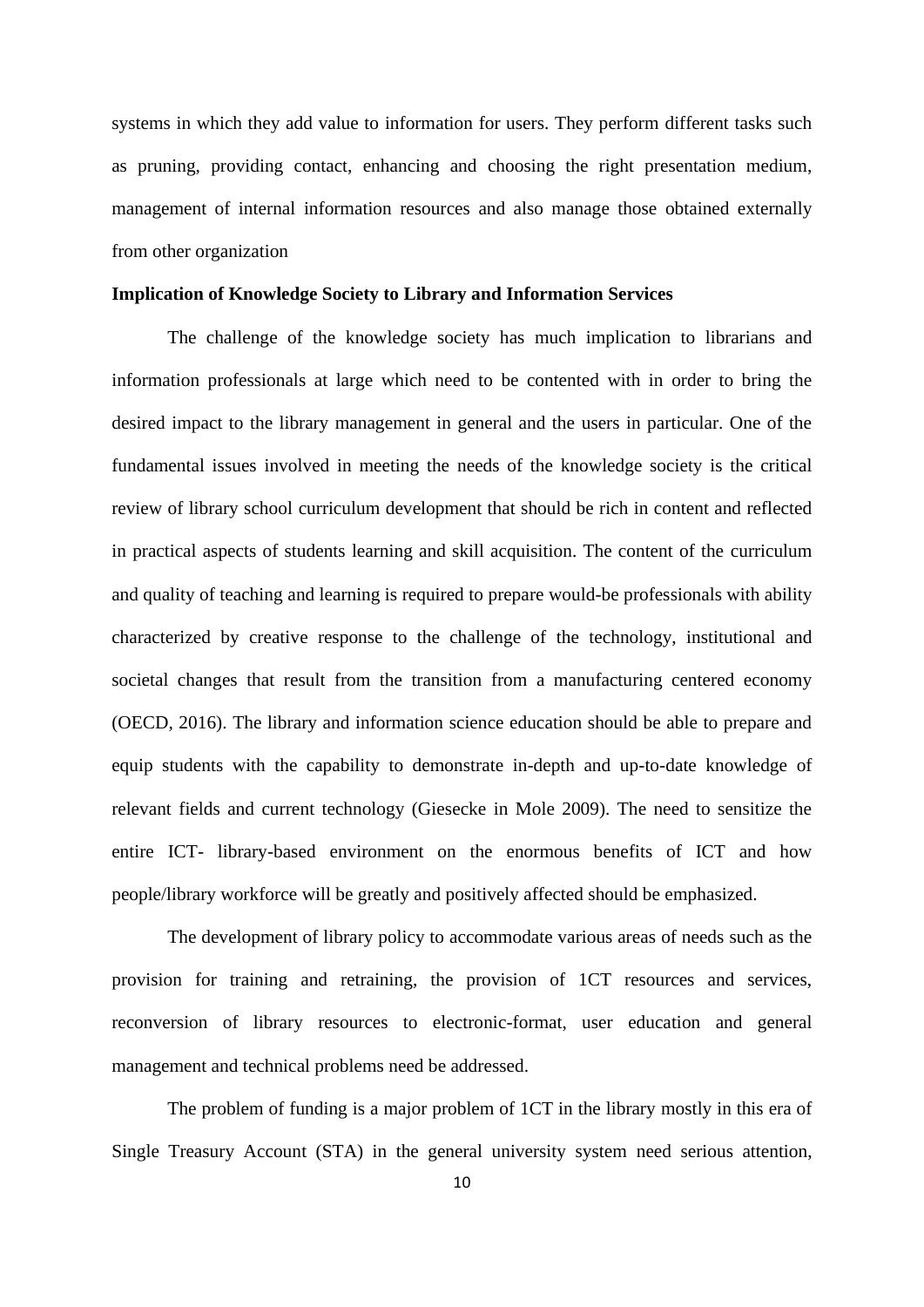systems in which they add value to information for users. They perform different tasks such as pruning, providing contact, enhancing and choosing the right presentation medium, management of internal information resources and also manage those obtained externally from other organization

**Implication of Knowledge Society to Library and Information Services**

The challenge of the knowledge society has much implication to librarians and information professionals at large which need to be contented with in order to bring the desired impact to the library management in general and the users in particular. One of the fundamental issues involved in meeting the needs of the knowledge society is the critical review of library school curriculum development that should be rich in content and reflected in practical aspects of students learning and skill acquisition. The content of the curriculum and quality of teaching and learning is required to prepare would-be professionals with ability characterized by creative response to the challenge of the technology, institutional and societal changes that result from the transition from a manufacturing centered economy (OECD, 2016). The library and information science education should be able to prepare and equip students with the capability to demonstrate in-depth and up-to-date knowledge of relevant fields and current technology (Giesecke in Mole 2009). The need to sensitize the entire ICT- library-based environment on the enormous benefits of ICT and how people/library workforce will be greatly and positively affected should be emphasized.

The development of library policy to accommodate various areas of needs such as the provision for training and retraining, the provision of 1CT resources and services, reconversion of library resources to electronic-format, user education and general management and technical problems need be addressed.

The problem of funding is a major problem of 1CT in the library mostly in this era of Single Treasury Account (STA) in the general university system need serious attention,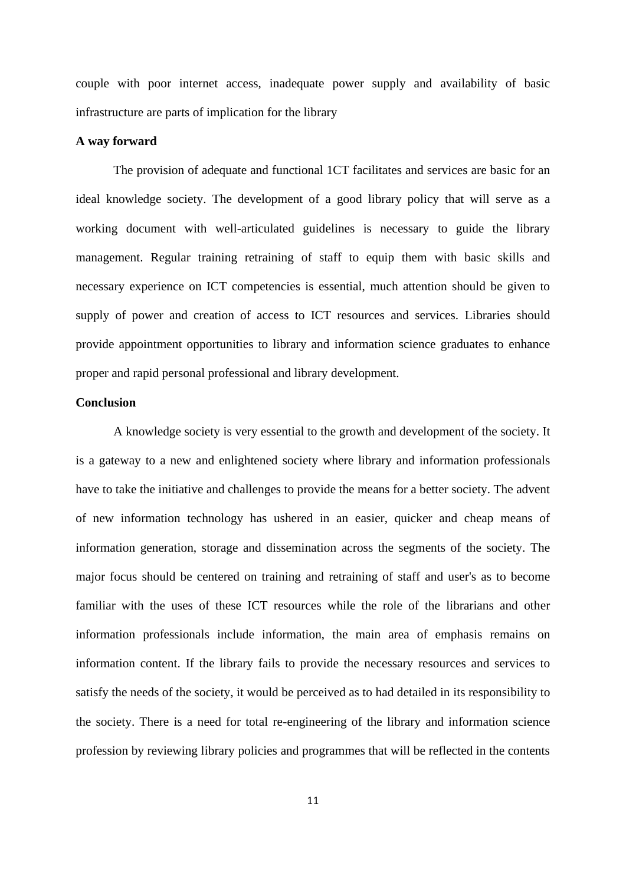couple with poor internet access, inadequate power supply and availability of basic infrastructure are parts of implication for the library

**A way forward**

The provision of adequate and functional 1CT facilitates and services are basic for an ideal knowledge society. The development of a good library policy that will serve as a working document with well-articulated guidelines is necessary to guide the library management. Regular training retraining of staff to equip them with basic skills and necessary experience on ICT competencies is essential, much attention should be given to supply of power and creation of access to ICT resources and services. Libraries should provide appointment opportunities to library and information science graduates to enhance proper and rapid personal professional and library development.

**Conclusion**

A knowledge society is very essential to the growth and development of the society. It is a gateway to a new and enlightened society where library and information professionals have to take the initiative and challenges to provide the means for a better society. The advent of new information technology has ushered in an easier, quicker and cheap means of information generation, storage and dissemination across the segments of the society. The major focus should be centered on training and retraining of staff and user's as to become familiar with the uses of these ICT resources while the role of the librarians and other information professionals include information, the main area of emphasis remains on information content. If the library fails to provide the necessary resources and services to satisfy the needs of the society, it would be perceived as to had detailed in its responsibility to the society. There is a need for total re-engineering of the library and information science profession by reviewing library policies and programmes that will be reflected in the contents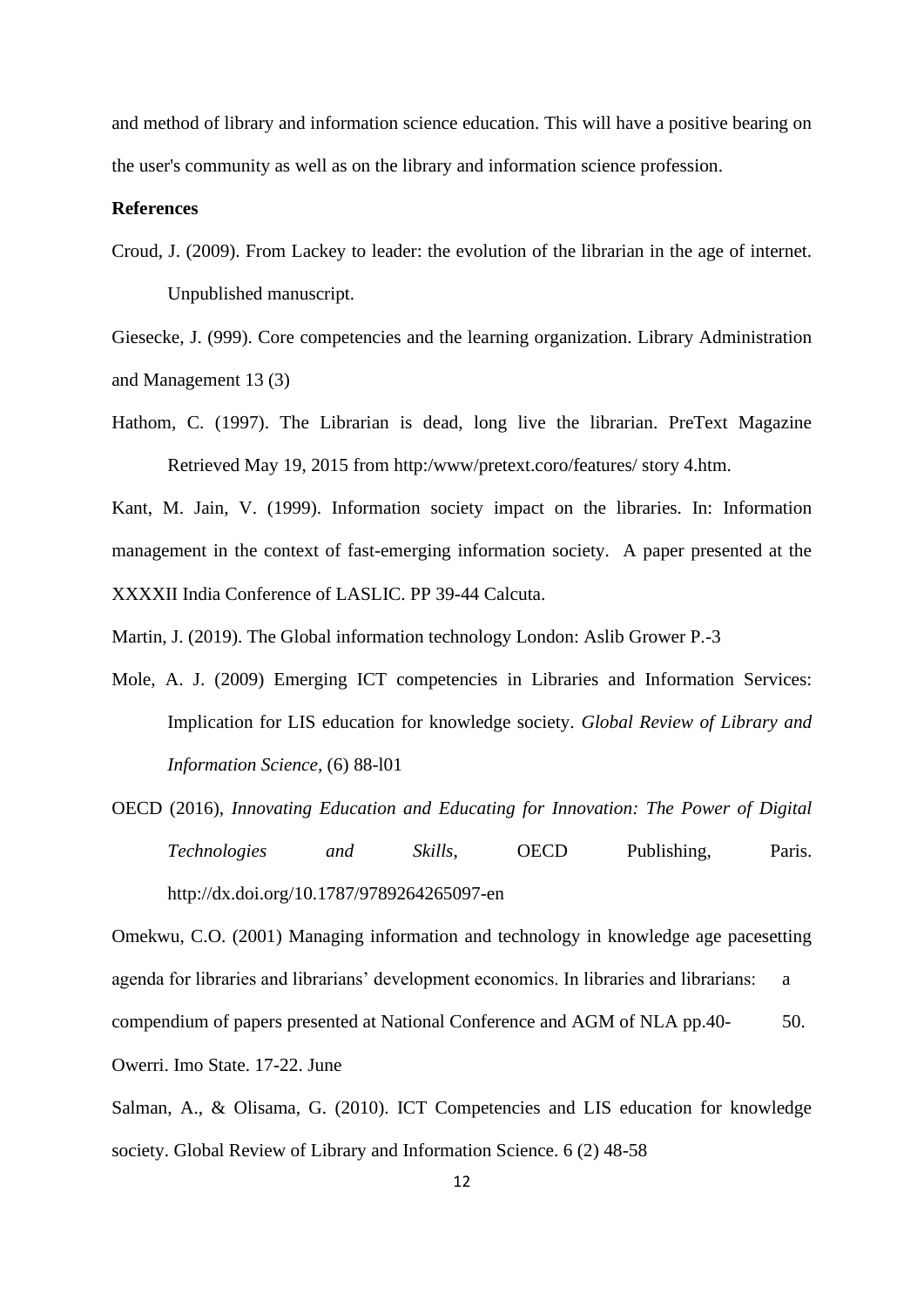and method of library and information science education. This will have a positive bearing on the user's community as well as on the library and information science profession.

**References**

Croud, J. (2009). From Lackey to leader: the evolution of the librarian in the age of internet. Unpublished manuscript.

Giesecke, J. (999). Core competencies and the learning organization. Library Administration and Management 13 (3)

Hathom, C. (1997). The Librarian is dead, long live the librarian. PreText Magazine Retrieved May 19, 2015 from http:/www/pretext.coro/features/ story 4.htm.

Kant, M. Jain, V. (1999). Information society impact on the libraries. In: Information management in the context of fast-emerging information society. A paper presented at the XXXXII India Conference of LASLIC. PP 39-44 Calcuta.

Martin, J. (2019). The Global information technology London: Aslib Grower P.-3

Mole, A. J. (2009) Emerging ICT competencies in Libraries and Information Services: Implication for LIS education for knowledge society. *Global Review of Library and Information Science*, (6) 88-l01

OECD (2016), *Innovating Education and Educating for Innovation: The Power of Digital Technologies and Skills*, OECD Publishing, Paris. http://dx.doi.org/10.1787/9789264265097-en

Omekwu, C.O. (2001) Managing information and technology in knowledge age pacesetting agenda for libraries and librarians' development economics. In libraries and librarians: a compendium of papers presented at National Conference and AGM of NLA pp.40- 50. Owerri. Imo State. 17-22. June

Salman, A., & Olisama, G. (2010). ICT Competencies and LIS education for knowledge society. Global Review of Library and Information Science. 6 (2) 48-58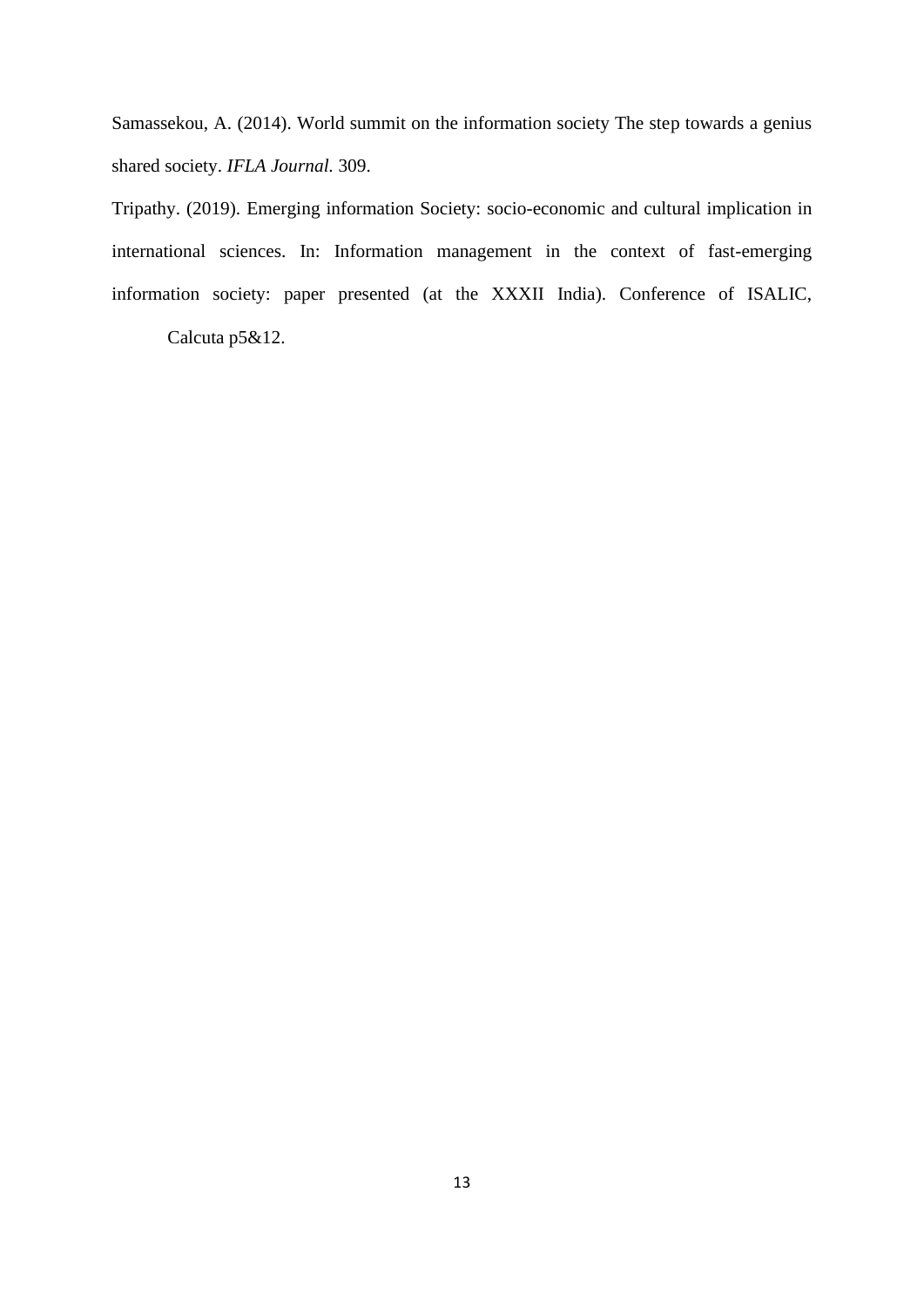Samassekou, A. (2014). World summit on the information society The step towards a genius shared society. *IFLA Journal.* 309.

Tripathy. (2019). Emerging information Society: socio-economic and cultural implication in international sciences. In: Information management in the context of fast-emerging information society: paper presented (at the XXXII India). Conference of ISALIC, Calcuta p5&12.